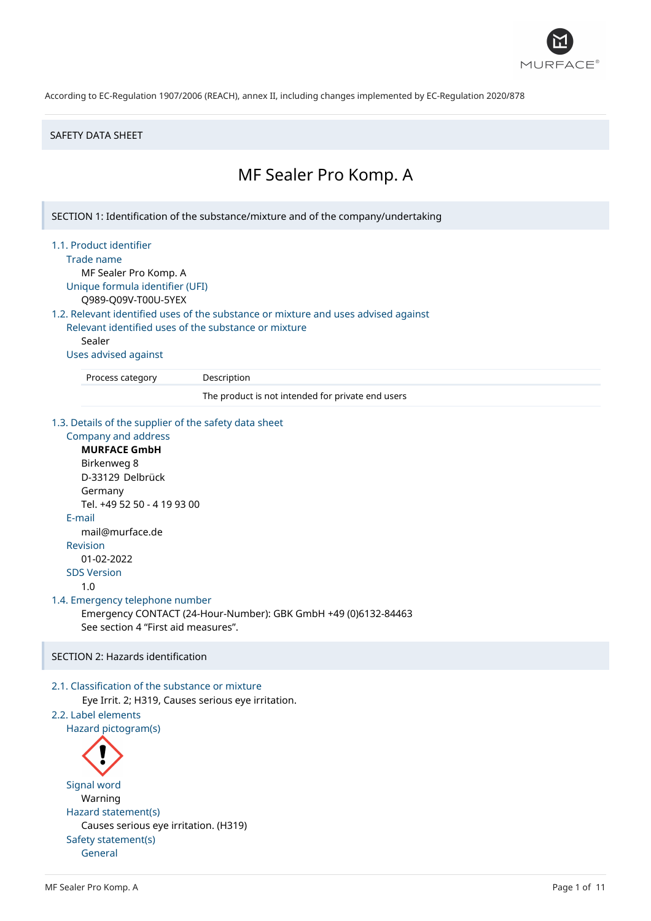According to EC-Regulation 1907/2006 (REACH), annex II, including changes implemented by EC-Regulation 2020/878

SAFETY DATA SHEET

# MF Sealer Pro Komp. A

## SECTION 1: Identification of the substance/mixture and of the company/undertaking

### 1.1. Product identifier

**Trade name**

MF Sealer Pro Komp. A

**Unique formula identifier (UFI)**

Q989-Q09V-T00U-5YEX

### 1.2. Relevant identified uses of the substance or mixture and uses advised against

**Relevant identified uses of the substance or mixture**

Sealer

**Uses advised against**

| Process category | Description |
|---|---|
| | The product is not intended for private end users |

### 1.3. Details of the supplier of the safety data sheet

**Company and address**

**MURFACE GmbH**
Birkenweg 8
D-33129 Delbrück
Germany
Tel. +49 52 50 - 4 19 93 00

**E-mail**

mail@murface.de

**Revision**

01-02-2022

**SDS Version**

1.0

### 1.4. Emergency telephone number

Emergency CONTACT (24-Hour-Number): GBK GmbH +49 (0)6132-84463
See section 4 "First aid measures".

## SECTION 2: Hazards identification

### 2.1. Classification of the substance or mixture

Eye Irrit. 2; H319, Causes serious eye irritation.

### 2.2. Label elements

**Hazard pictogram(s)**

**Signal word**

Warning

**Hazard statement(s)**

Causes serious eye irritation. (H319)

**Safety statement(s)**

General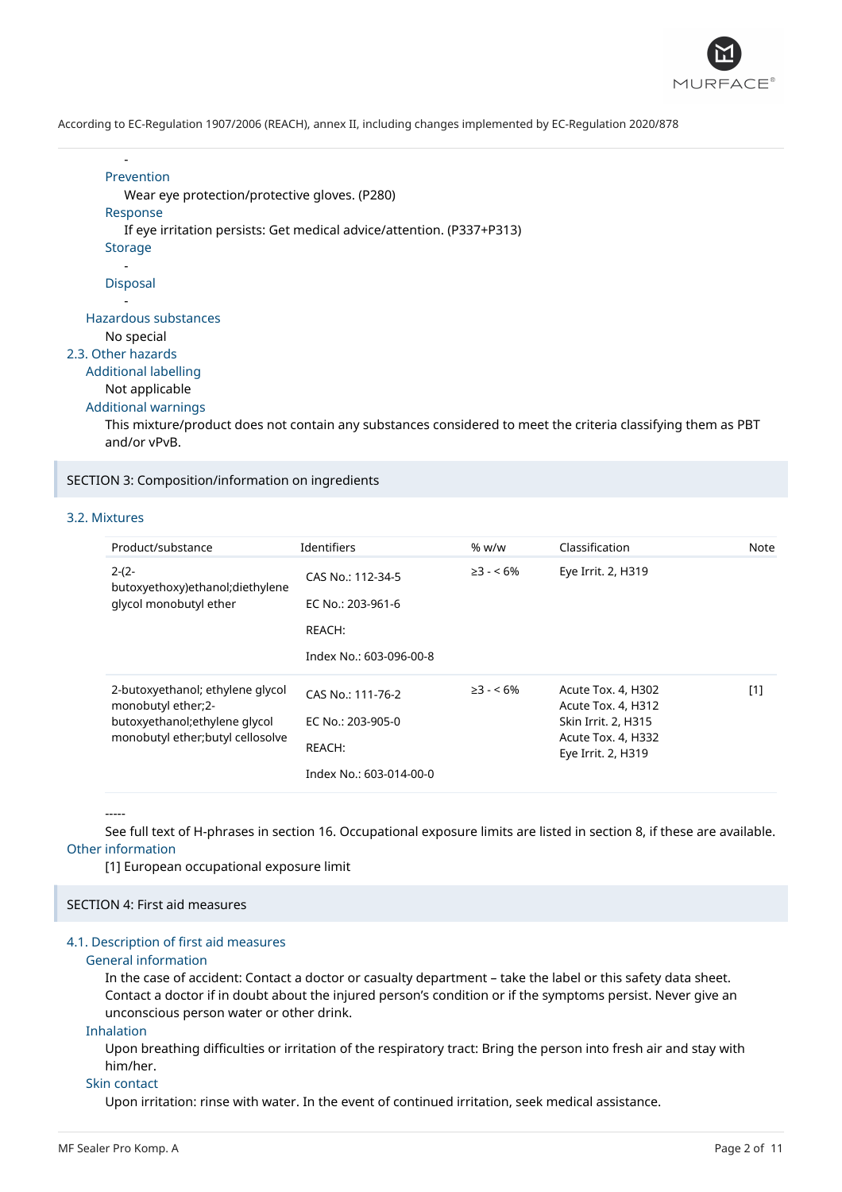-

Prevention

Wear eye protection/protective gloves. (P280)

Response

If eye irritation persists: Get medical advice/attention. (P337+P313)

Storage

-

Disposal

-

Hazardous substances

No special

## 2.3. Other hazards

### Additional labelling

Not applicable

### Additional warnings

This mixture/product does not contain any substances considered to meet the criteria classifying them as PBT and/or vPvB.

# SECTION 3: Composition/information on ingredients

## 3.2. Mixtures

| Product/substance | Identifiers | % w/w | Classification | Note |
|---|---|---|---|---|
| 2-(2-butoxyethoxy)ethanol;diethylene glycol monobutyl ether | CAS No.: 112-34-5<br>EC No.: 203-961-6<br>REACH:<br>Index No.: 603-096-00-8 | ≥3 - < 6% | Eye Irrit. 2, H319 | |
| 2-butoxyethanol; ethylene glycol monobutyl ether;2-butoxyethanol;ethylene glycol monobutyl ether;butyl cellosolve | CAS No.: 111-76-2<br>EC No.: 203-905-0<br>REACH:<br>Index No.: 603-014-00-0 | ≥3 - < 6% | Acute Tox. 4, H302<br>Acute Tox. 4, H312<br>Skin Irrit. 2, H315<br>Acute Tox. 4, H332<br>Eye Irrit. 2, H319 | [1] |

-----

See full text of H-phrases in section 16. Occupational exposure limits are listed in section 8, if these are available.

### Other information

[1] European occupational exposure limit

# SECTION 4: First aid measures

## 4.1. Description of first aid measures

### General information

In the case of accident: Contact a doctor or casualty department – take the label or this safety data sheet. Contact a doctor if in doubt about the injured person's condition or if the symptoms persist. Never give an unconscious person water or other drink.

### Inhalation

Upon breathing difficulties or irritation of the respiratory tract: Bring the person into fresh air and stay with him/her.

### Skin contact

Upon irritation: rinse with water. In the event of continued irritation, seek medical assistance.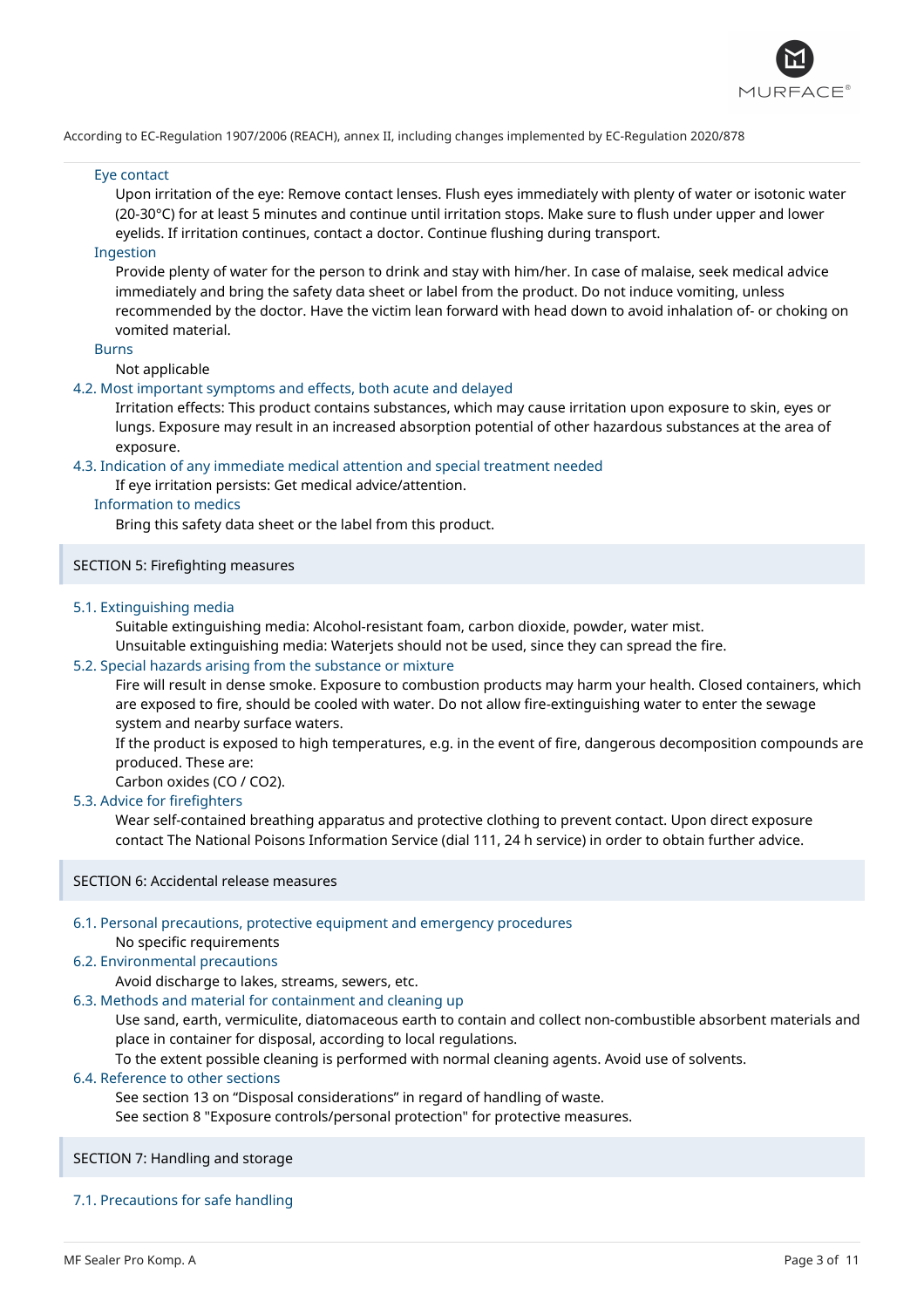#### Eye contact

Upon irritation of the eye: Remove contact lenses. Flush eyes immediately with plenty of water or isotonic water (20-30°C) for at least 5 minutes and continue until irritation stops. Make sure to flush under upper and lower eyelids. If irritation continues, contact a doctor. Continue flushing during transport.

#### Ingestion

Provide plenty of water for the person to drink and stay with him/her. In case of malaise, seek medical advice immediately and bring the safety data sheet or label from the product. Do not induce vomiting, unless recommended by the doctor. Have the victim lean forward with head down to avoid inhalation of- or choking on vomited material.

#### Burns

Not applicable

### 4.2. Most important symptoms and effects, both acute and delayed

Irritation effects: This product contains substances, which may cause irritation upon exposure to skin, eyes or lungs. Exposure may result in an increased absorption potential of other hazardous substances at the area of exposure.

### 4.3. Indication of any immediate medical attention and special treatment needed

If eye irritation persists: Get medical advice/attention.

#### Information to medics

Bring this safety data sheet or the label from this product.

## SECTION 5: Firefighting measures

### 5.1. Extinguishing media

Suitable extinguishing media: Alcohol-resistant foam, carbon dioxide, powder, water mist.

Unsuitable extinguishing media: Waterjets should not be used, since they can spread the fire.

### 5.2. Special hazards arising from the substance or mixture

Fire will result in dense smoke. Exposure to combustion products may harm your health. Closed containers, which are exposed to fire, should be cooled with water. Do not allow fire-extinguishing water to enter the sewage system and nearby surface waters.

If the product is exposed to high temperatures, e.g. in the event of fire, dangerous decomposition compounds are produced. These are:

Carbon oxides (CO / $CO_2$).

### 5.3. Advice for firefighters

Wear self-contained breathing apparatus and protective clothing to prevent contact. Upon direct exposure contact The National Poisons Information Service (dial 111, 24 h service) in order to obtain further advice.

## SECTION 6: Accidental release measures

### 6.1. Personal precautions, protective equipment and emergency procedures

No specific requirements

### 6.2. Environmental precautions

Avoid discharge to lakes, streams, sewers, etc.

### 6.3. Methods and material for containment and cleaning up

Use sand, earth, vermiculite, diatomaceous earth to contain and collect non-combustible absorbent materials and place in container for disposal, according to local regulations.

To the extent possible cleaning is performed with normal cleaning agents. Avoid use of solvents.

### 6.4. Reference to other sections

See section 13 on “Disposal considerations” in regard of handling of waste.

See section 8 "Exposure controls/personal protection" for protective measures.

## SECTION 7: Handling and storage

### 7.1. Precautions for safe handling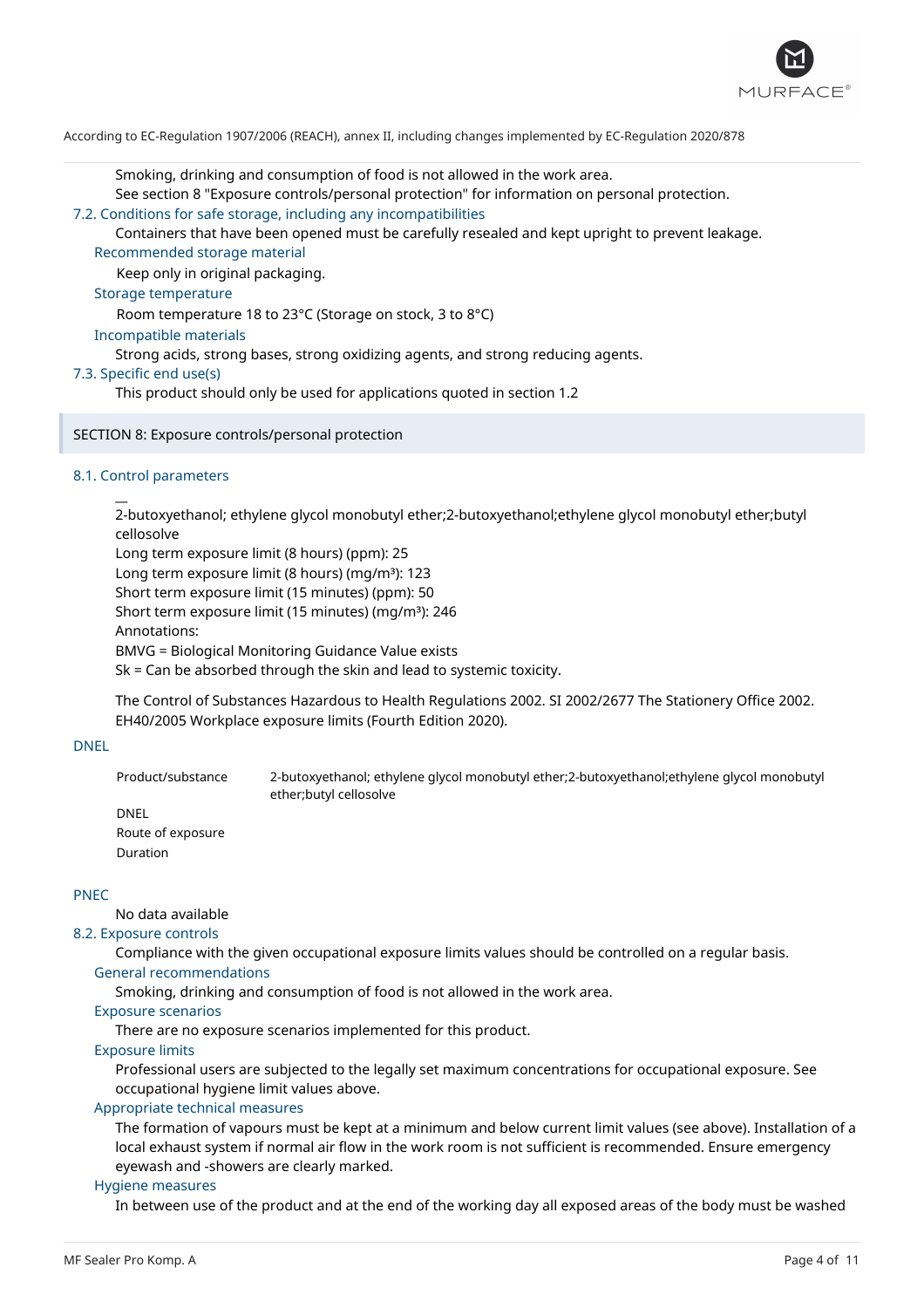Smoking, drinking and consumption of food is not allowed in the work area.
See section 8 "Exposure controls/personal protection" for information on personal protection.

### 7.2. Conditions for safe storage, including any incompatibilities

Containers that have been opened must be carefully resealed and kept upright to prevent leakage.

#### Recommended storage material

Keep only in original packaging.

#### Storage temperature

Room temperature 18 to 23°C (Storage on stock, 3 to 8°C)

#### Incompatible materials

Strong acids, strong bases, strong oxidizing agents, and strong reducing agents.

### 7.3. Specific end use(s)

This product should only be used for applications quoted in section 1.2

## SECTION 8: Exposure controls/personal protection

### 8.1. Control parameters

—
2-butoxyethanol; ethylene glycol monobutyl ether;2-butoxyethanol;ethylene glycol monobutyl ether;butyl cellosolve
Long term exposure limit (8 hours) (ppm): 25
Long term exposure limit (8 hours) (mg/m³): 123
Short term exposure limit (15 minutes) (ppm): 50
Short term exposure limit (15 minutes) (mg/m³): 246
Annotations:
BMVG = Biological Monitoring Guidance Value exists
Sk = Can be absorbed through the skin and lead to systemic toxicity.

The Control of Substances Hazardous to Health Regulations 2002. SI 2002/2677 The Stationery Office 2002. EH40/2005 Workplace exposure limits (Fourth Edition 2020).

#### DNEL

| Product/substance | 2-butoxyethanol; ethylene glycol monobutyl ether;2-butoxyethanol;ethylene glycol monobutyl ether;butyl cellosolve |
|---|---|
| DNEL | |
| Route of exposure | |
| Duration | |

#### PNEC

No data available

### 8.2. Exposure controls

Compliance with the given occupational exposure limits values should be controlled on a regular basis.

#### General recommendations

Smoking, drinking and consumption of food is not allowed in the work area.

#### Exposure scenarios

There are no exposure scenarios implemented for this product.

#### Exposure limits

Professional users are subjected to the legally set maximum concentrations for occupational exposure. See occupational hygiene limit values above.

#### Appropriate technical measures

The formation of vapours must be kept at a minimum and below current limit values (see above). Installation of a local exhaust system if normal air flow in the work room is not sufficient is recommended. Ensure emergency eyewash and -showers are clearly marked.

#### Hygiene measures

In between use of the product and at the end of the working day all exposed areas of the body must be washed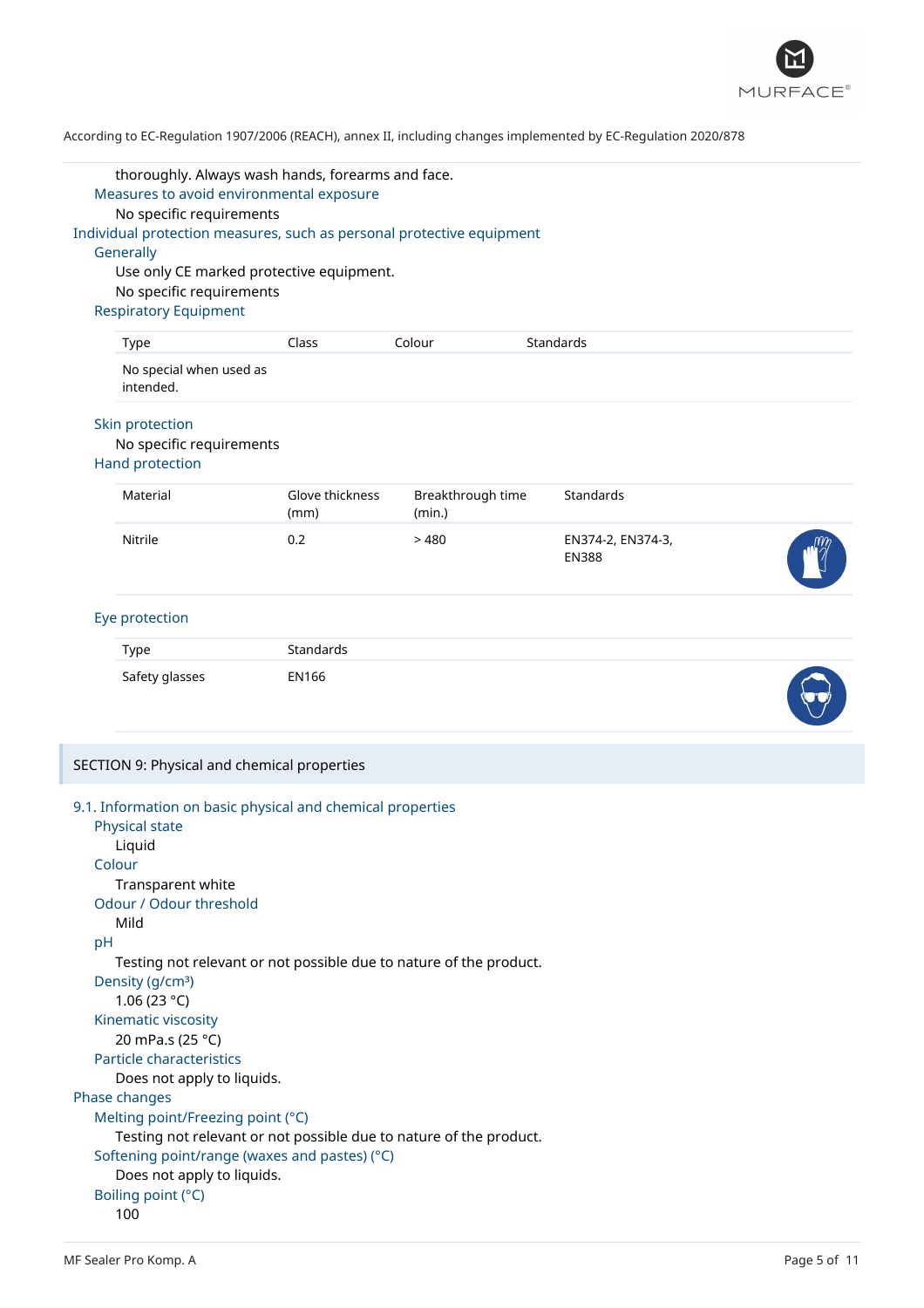thoroughly. Always wash hands, forearms and face.

### Measures to avoid environmental exposure

No specific requirements

## Individual protection measures, such as personal protective equipment

### Generally

Use only CE marked protective equipment.

No specific requirements

### Respiratory Equipment

| Type | Class | Colour | Standards |
|---|---|---|---|
| No special when used as intended. | | | |

### Skin protection

No specific requirements

### Hand protection

| Material | Glove thickness (mm) | Breakthrough time (min.) | Standards |
|---|---|---|---|
| Nitrile | 0.2 | > 480 | EN374-2, EN374-3, EN388 |

### Eye protection

| Type | Standards |
|---|---|
| Safety glasses | EN166 |

# SECTION 9: Physical and chemical properties

## 9.1. Information on basic physical and chemical properties

### Physical state

Liquid

### Colour

Transparent white

### Odour / Odour threshold

Mild

### pH

Testing not relevant or not possible due to nature of the product.

### Density (g/cm³)

1.06 (23 °C)

### Kinematic viscosity

20 mPa.s (25 °C)

### Particle characteristics

Does not apply to liquids.

## Phase changes

### Melting point/Freezing point (°C)

Testing not relevant or not possible due to nature of the product.

### Softening point/range (waxes and pastes) (°C)

Does not apply to liquids.

### Boiling point (°C)

100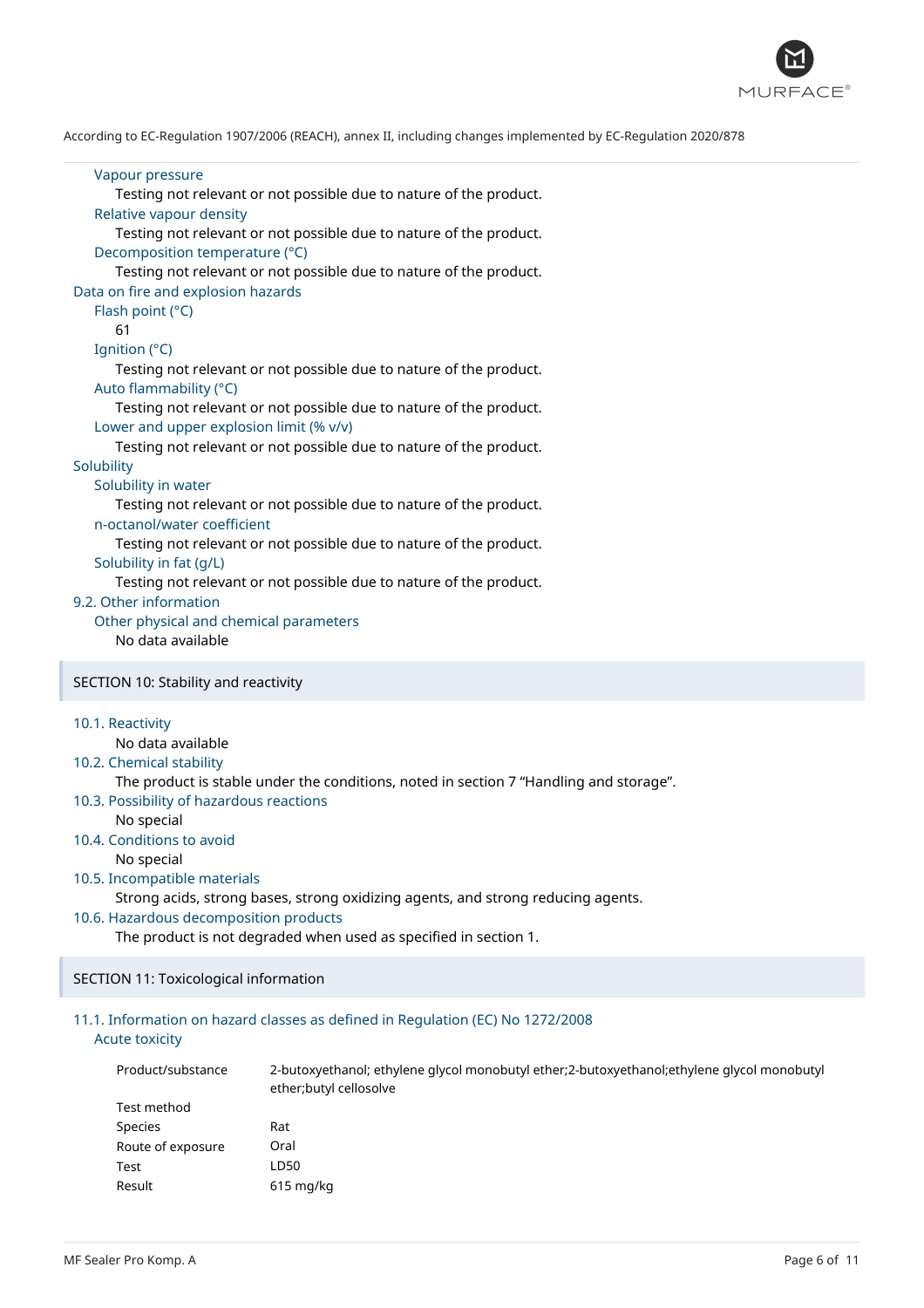Vapour pressure

Testing not relevant or not possible due to nature of the product.

Relative vapour density

Testing not relevant or not possible due to nature of the product.

Decomposition temperature (°C)

Testing not relevant or not possible due to nature of the product.

Data on fire and explosion hazards

Flash point (°C)

61

Ignition (°C)

Testing not relevant or not possible due to nature of the product.

Auto flammability (°C)

Testing not relevant or not possible due to nature of the product.

Lower and upper explosion limit (% v/v)

Testing not relevant or not possible due to nature of the product.

Solubility

Solubility in water

Testing not relevant or not possible due to nature of the product.

n-octanol/water coefficient

Testing not relevant or not possible due to nature of the product.

Solubility in fat (g/L)

Testing not relevant or not possible due to nature of the product.

### 9.2. Other information

Other physical and chemical parameters

No data available

## SECTION 10: Stability and reactivity

### 10.1. Reactivity

No data available

### 10.2. Chemical stability

The product is stable under the conditions, noted in section 7 “Handling and storage”.

### 10.3. Possibility of hazardous reactions

No special

### 10.4. Conditions to avoid

No special

### 10.5. Incompatible materials

Strong acids, strong bases, strong oxidizing agents, and strong reducing agents.

### 10.6. Hazardous decomposition products

The product is not degraded when used as specified in section 1.

## SECTION 11: Toxicological information

### 11.1. Information on hazard classes as defined in Regulation (EC) No 1272/2008

Acute toxicity

| | |
|---|---|
| Product/substance | 2-butoxyethanol; ethylene glycol monobutyl ether;2-butoxyethanol;ethylene glycol monobutyl ether;butyl cellosolve |
| Test method | |
| Species | Rat |
| Route of exposure | Oral |
| Test | LD50 |
| Result | 615 mg/kg |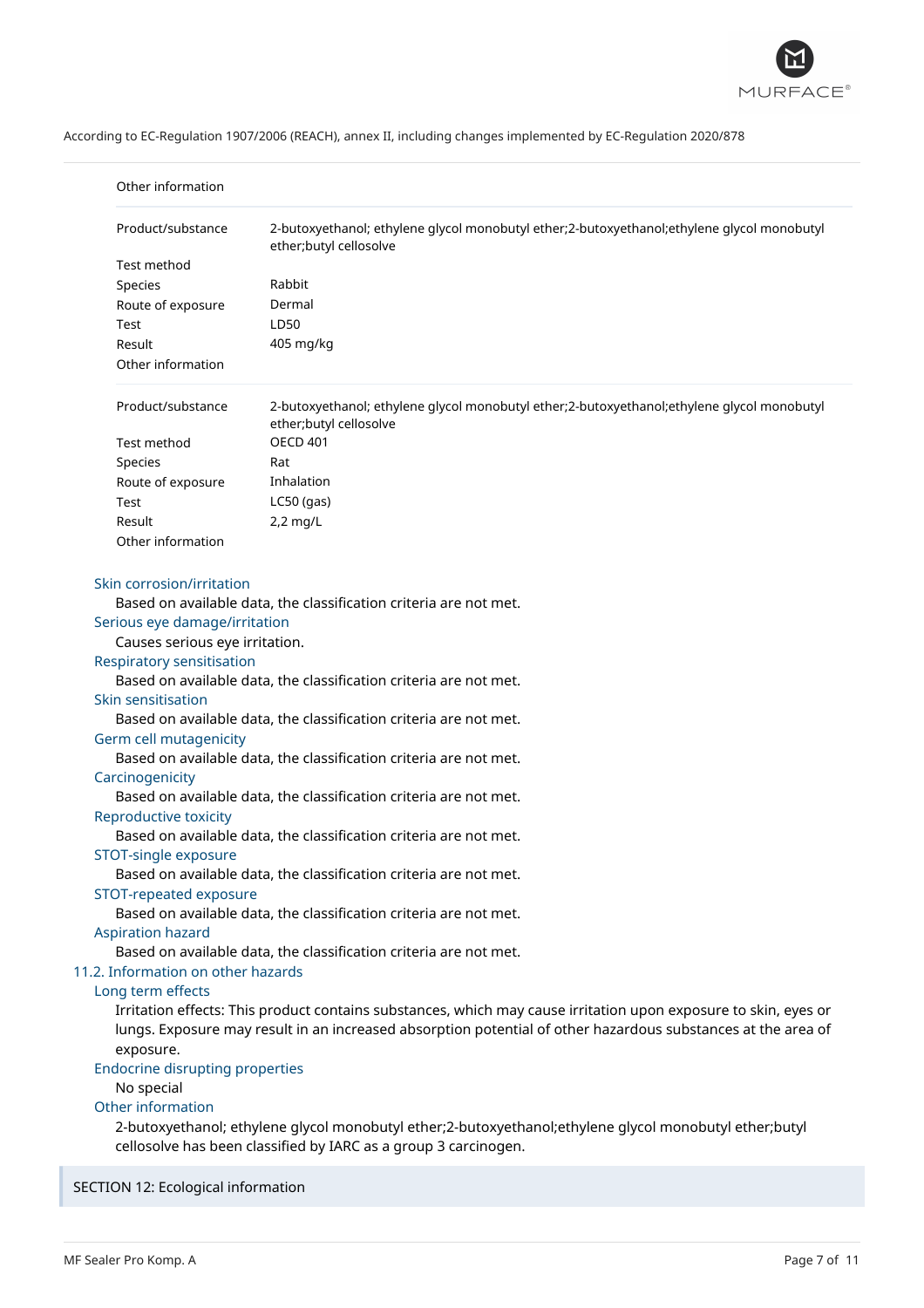Other information

| | |
|---|---|
| Product/substance | 2-butoxyethanol; ethylene glycol monobutyl ether;2-butoxyethanol;ethylene glycol monobutyl ether;butyl cellosolve |
| Test method | |
| Species | Rabbit |
| Route of exposure | Dermal |
| Test | LD50 |
| Result | 405 mg/kg |
| Other information | |

| | |
|---|---|
| Product/substance | 2-butoxyethanol; ethylene glycol monobutyl ether;2-butoxyethanol;ethylene glycol monobutyl ether;butyl cellosolve |
| Test method | OECD 401 |
| Species | Rat |
| Route of exposure | Inhalation |
| Test | LC50 (gas) |
| Result | 2,2 mg/L |
| Other information | |

### Skin corrosion/irritation

Based on available data, the classification criteria are not met.

### Serious eye damage/irritation

Causes serious eye irritation.

### Respiratory sensitisation

Based on available data, the classification criteria are not met.

### Skin sensitisation

Based on available data, the classification criteria are not met.

### Germ cell mutagenicity

Based on available data, the classification criteria are not met.

### Carcinogenicity

Based on available data, the classification criteria are not met.

### Reproductive toxicity

Based on available data, the classification criteria are not met.

### STOT-single exposure

Based on available data, the classification criteria are not met.

### STOT-repeated exposure

Based on available data, the classification criteria are not met.

### Aspiration hazard

Based on available data, the classification criteria are not met.

## 11.2. Information on other hazards

### Long term effects

Irritation effects: This product contains substances, which may cause irritation upon exposure to skin, eyes or lungs. Exposure may result in an increased absorption potential of other hazardous substances at the area of exposure.

### Endocrine disrupting properties

No special

### Other information

2-butoxyethanol; ethylene glycol monobutyl ether;2-butoxyethanol;ethylene glycol monobutyl ether;butyl cellosolve has been classified by IARC as a group 3 carcinogen.

# SECTION 12: Ecological information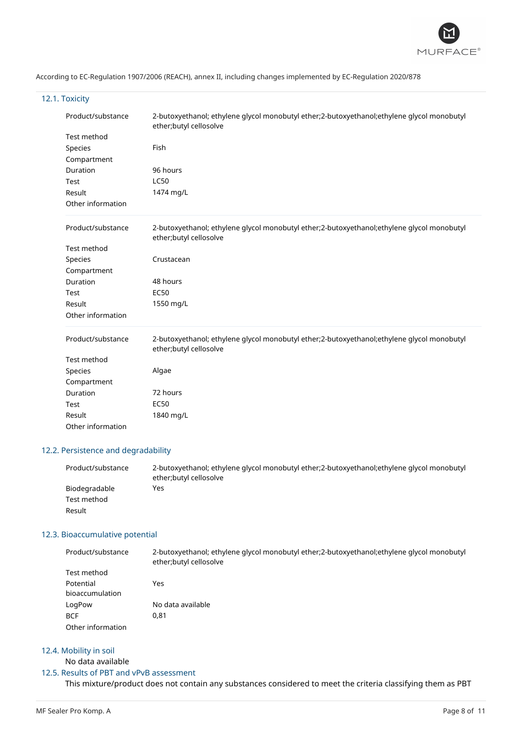According to EC-Regulation 1907/2006 (REACH), annex II, including changes implemented by EC-Regulation 2020/878

## 12.1. Toxicity

| | |
|---|---|
| Product/substance | 2-butoxyethanol; ethylene glycol monobutyl ether;2-butoxyethanol;ethylene glycol monobutyl ether;butyl cellosolve |
| Test method | |
| Species | Fish |
| Compartment | |
| Duration | 96 hours |
| Test | LC50 |
| Result | 1474 mg/L |
| Other information | |

| | |
|---|---|
| Product/substance | 2-butoxyethanol; ethylene glycol monobutyl ether;2-butoxyethanol;ethylene glycol monobutyl ether;butyl cellosolve |
| Test method | |
| Species | Crustacean |
| Compartment | |
| Duration | 48 hours |
| Test | EC50 |
| Result | 1550 mg/L |
| Other information | |

| | |
|---|---|
| Product/substance | 2-butoxyethanol; ethylene glycol monobutyl ether;2-butoxyethanol;ethylene glycol monobutyl ether;butyl cellosolve |
| Test method | |
| Species | Algae |
| Compartment | |
| Duration | 72 hours |
| Test | EC50 |
| Result | 1840 mg/L |
| Other information | |

## 12.2. Persistence and degradability

| | |
|---|---|
| Product/substance | 2-butoxyethanol; ethylene glycol monobutyl ether;2-butoxyethanol;ethylene glycol monobutyl ether;butyl cellosolve |
| Biodegradable | Yes |
| Test method | |
| Result | |

## 12.3. Bioaccumulative potential

| | |
|---|---|
| Product/substance | 2-butoxyethanol; ethylene glycol monobutyl ether;2-butoxyethanol;ethylene glycol monobutyl ether;butyl cellosolve |
| Test method | |
| Potential bioaccumulation | Yes |
| LogPow | No data available |
| BCF | 0,81 |
| Other information | |

## 12.4. Mobility in soil

No data available

## 12.5. Results of PBT and vPvB assessment

This mixture/product does not contain any substances considered to meet the criteria classifying them as PBT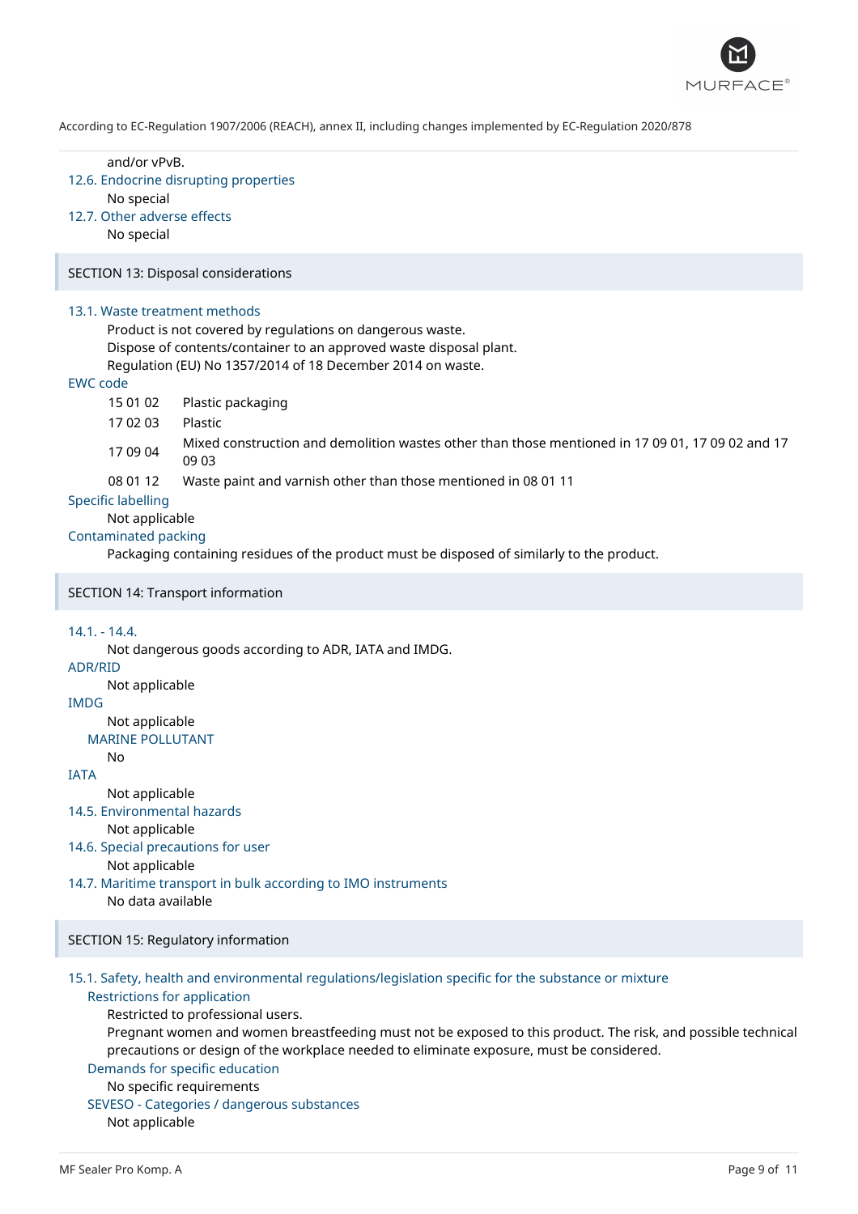and/or vPvB.

### 12.6. Endocrine disrupting properties

No special

### 12.7. Other adverse effects

No special

## SECTION 13: Disposal considerations

### 13.1. Waste treatment methods

Product is not covered by regulations on dangerous waste.
Dispose of contents/container to an approved waste disposal plant.
Regulation (EU) No 1357/2014 of 18 December 2014 on waste.

### EWC code

| | |
|---|---|
| 15 01 02 | Plastic packaging |
| 17 02 03 | Plastic |
| 17 09 04 | Mixed construction and demolition wastes other than those mentioned in 17 09 01, 17 09 02 and 17 09 03 |
| 08 01 12 | Waste paint and varnish other than those mentioned in 08 01 11 |

### Specific labelling

Not applicable

### Contaminated packing

Packaging containing residues of the product must be disposed of similarly to the product.

## SECTION 14: Transport information

### 14.1. - 14.4.

Not dangerous goods according to ADR, IATA and IMDG.

### ADR/RID

Not applicable

### IMDG

Not applicable

#### MARINE POLLUTANT

No

### IATA

Not applicable

### 14.5. Environmental hazards

Not applicable

### 14.6. Special precautions for user

Not applicable

### 14.7. Maritime transport in bulk according to IMO instruments

No data available

## SECTION 15: Regulatory information

### 15.1. Safety, health and environmental regulations/legislation specific for the substance or mixture

#### Restrictions for application

Restricted to professional users.
Pregnant women and women breastfeeding must not be exposed to this product. The risk, and possible technical precautions or design of the workplace needed to eliminate exposure, must be considered.

#### Demands for specific education

No specific requirements

#### SEVESO - Categories / dangerous substances

Not applicable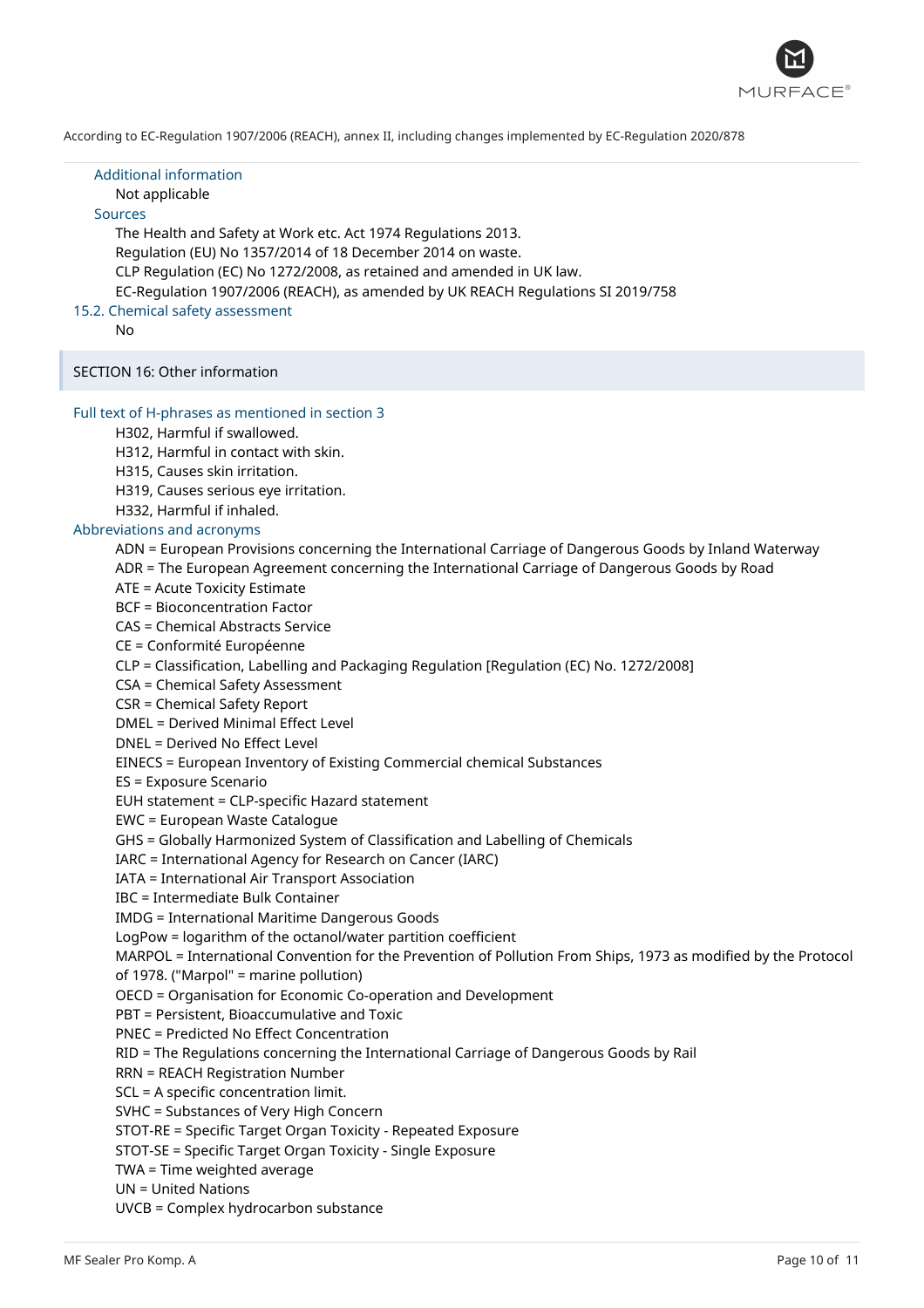### Additional information

Not applicable

### Sources

The Health and Safety at Work etc. Act 1974 Regulations 2013.
Regulation (EU) No 1357/2014 of 18 December 2014 on waste.
CLP Regulation (EC) No 1272/2008, as retained and amended in UK law.
EC-Regulation 1907/2006 (REACH), as amended by UK REACH Regulations SI 2019/758

### 15.2. Chemical safety assessment

No

## SECTION 16: Other information

### Full text of H-phrases as mentioned in section 3

H302, Harmful if swallowed.
H312, Harmful in contact with skin.
H315, Causes skin irritation.
H319, Causes serious eye irritation.
H332, Harmful if inhaled.

### Abbreviations and acronyms

ADN = European Provisions concerning the International Carriage of Dangerous Goods by Inland Waterway
ADR = The European Agreement concerning the International Carriage of Dangerous Goods by Road
ATE = Acute Toxicity Estimate
BCF = Bioconcentration Factor
CAS = Chemical Abstracts Service
CE = Conformité Européenne
CLP = Classification, Labelling and Packaging Regulation [Regulation (EC) No. 1272/2008]
CSA = Chemical Safety Assessment
CSR = Chemical Safety Report
DMEL = Derived Minimal Effect Level
DNEL = Derived No Effect Level
EINECS = European Inventory of Existing Commercial chemical Substances
ES = Exposure Scenario
EUH statement = CLP-specific Hazard statement
EWC = European Waste Catalogue
GHS = Globally Harmonized System of Classification and Labelling of Chemicals
IARC = International Agency for Research on Cancer (IARC)
IATA = International Air Transport Association
IBC = Intermediate Bulk Container
IMDG = International Maritime Dangerous Goods
LogPow = logarithm of the octanol/water partition coefficient
MARPOL = International Convention for the Prevention of Pollution From Ships, 1973 as modified by the Protocol of 1978. ("Marpol" = marine pollution)
OECD = Organisation for Economic Co-operation and Development
PBT = Persistent, Bioaccumulative and Toxic
PNEC = Predicted No Effect Concentration
RID = The Regulations concerning the International Carriage of Dangerous Goods by Rail
RRN = REACH Registration Number
SCL = A specific concentration limit.
SVHC = Substances of Very High Concern
STOT-RE = Specific Target Organ Toxicity - Repeated Exposure
STOT-SE = Specific Target Organ Toxicity - Single Exposure
TWA = Time weighted average
UN = United Nations
UVCB = Complex hydrocarbon substance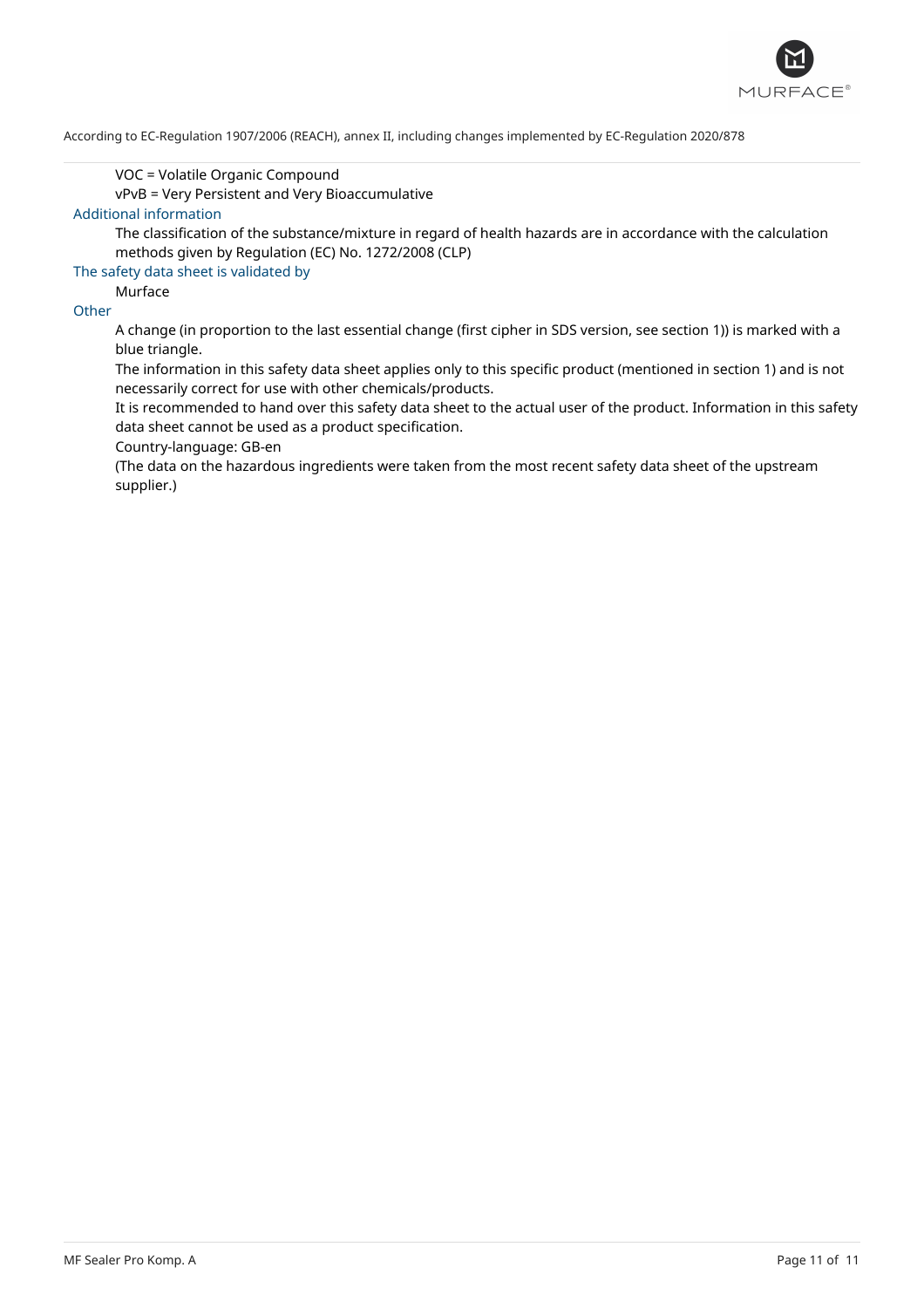VOC = Volatile Organic Compound

vPvB = Very Persistent and Very Bioaccumulative

### Additional information

The classification of the substance/mixture in regard of health hazards are in accordance with the calculation methods given by Regulation (EC) No. 1272/2008 (CLP)

### The safety data sheet is validated by

Murface

### Other

A change (in proportion to the last essential change (first cipher in SDS version, see section 1)) is marked with a blue triangle.

The information in this safety data sheet applies only to this specific product (mentioned in section 1) and is not necessarily correct for use with other chemicals/products.

It is recommended to hand over this safety data sheet to the actual user of the product. Information in this safety data sheet cannot be used as a product specification.

Country-language: GB-en

(The data on the hazardous ingredients were taken from the most recent safety data sheet of the upstream supplier.)